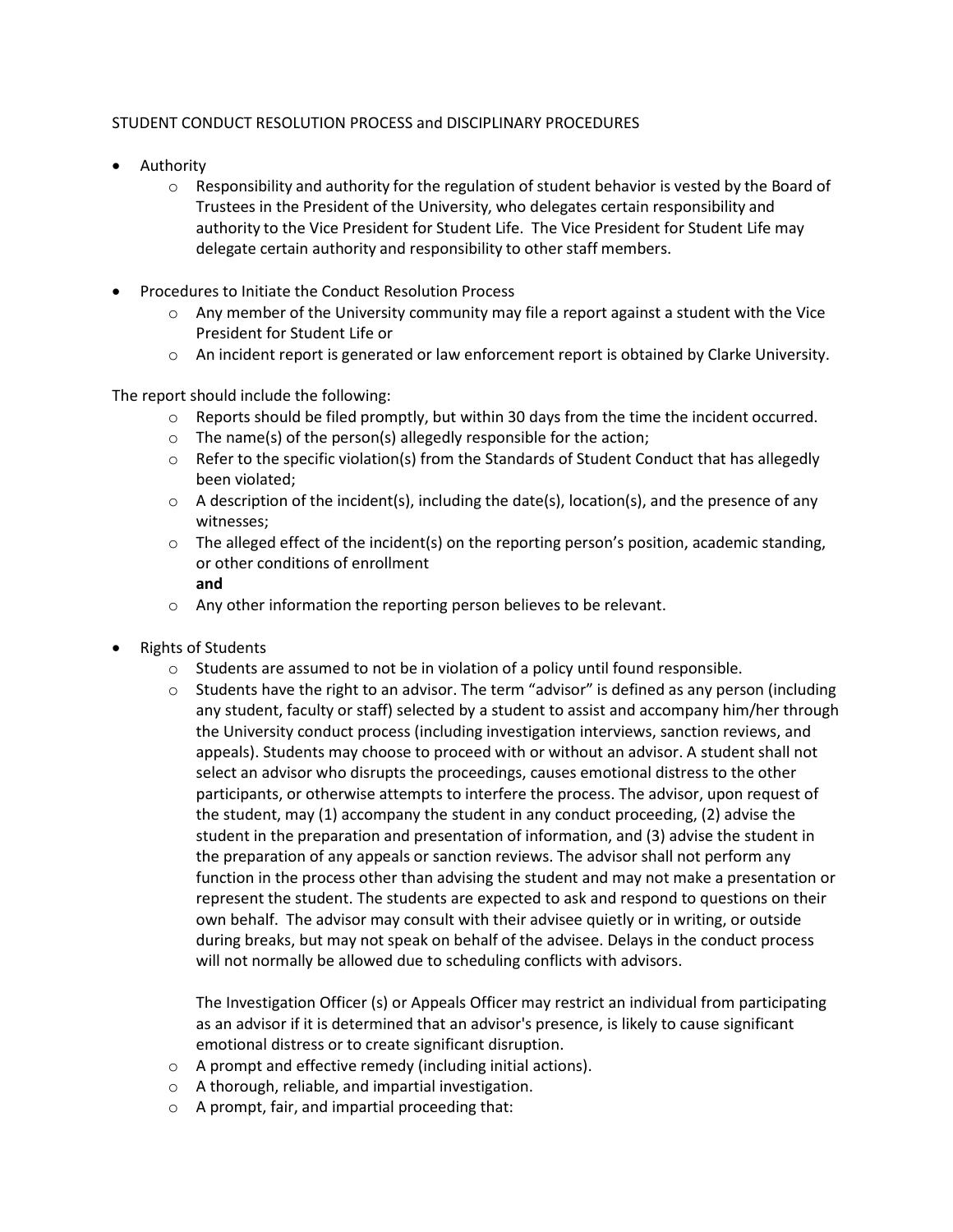STUDENT CONDUCT RESOLUTION PROCESS and DISCIPLINARY PROCEDURES

- Authority
  - Responsibility and authority for the regulation of student behavior is vested by the Board of Trustees in the President of the University, who delegates certain responsibility and authority to the Vice President for Student Life. The Vice President for Student Life may delegate certain authority and responsibility to other staff members.

- Procedures to Initiate the Conduct Resolution Process
  - Any member of the University community may file a report against a student with the Vice President for Student Life or
  - An incident report is generated or law enforcement report is obtained by Clarke University.

The report should include the following:

  - Reports should be filed promptly, but within 30 days from the time the incident occurred.
  - The name(s) of the person(s) allegedly responsible for the action;
  - Refer to the specific violation(s) from the Standards of Student Conduct that has allegedly been violated;
  - A description of the incident(s), including the date(s), location(s), and the presence of any witnesses;
  - The alleged effect of the incident(s) on the reporting person's position, academic standing, or other conditions of enrollment
    **and**
  - Any other information the reporting person believes to be relevant.

- Rights of Students
  - Students are assumed to not be in violation of a policy until found responsible.
  - Students have the right to an advisor. The term "advisor" is defined as any person (including any student, faculty or staff) selected by a student to assist and accompany him/her through the University conduct process (including investigation interviews, sanction reviews, and appeals). Students may choose to proceed with or without an advisor. A student shall not select an advisor who disrupts the proceedings, causes emotional distress to the other participants, or otherwise attempts to interfere the process. The advisor, upon request of the student, may (1) accompany the student in any conduct proceeding, (2) advise the student in the preparation and presentation of information, and (3) advise the student in the preparation of any appeals or sanction reviews. The advisor shall not perform any function in the process other than advising the student and may not make a presentation or represent the student. The students are expected to ask and respond to questions on their own behalf. The advisor may consult with their advisee quietly or in writing, or outside during breaks, but may not speak on behalf of the advisee. Delays in the conduct process will not normally be allowed due to scheduling conflicts with advisors.

    The Investigation Officer (s) or Appeals Officer may restrict an individual from participating as an advisor if it is determined that an advisor's presence, is likely to cause significant emotional distress or to create significant disruption.
  - A prompt and effective remedy (including initial actions).
  - A thorough, reliable, and impartial investigation.
  - A prompt, fair, and impartial proceeding that: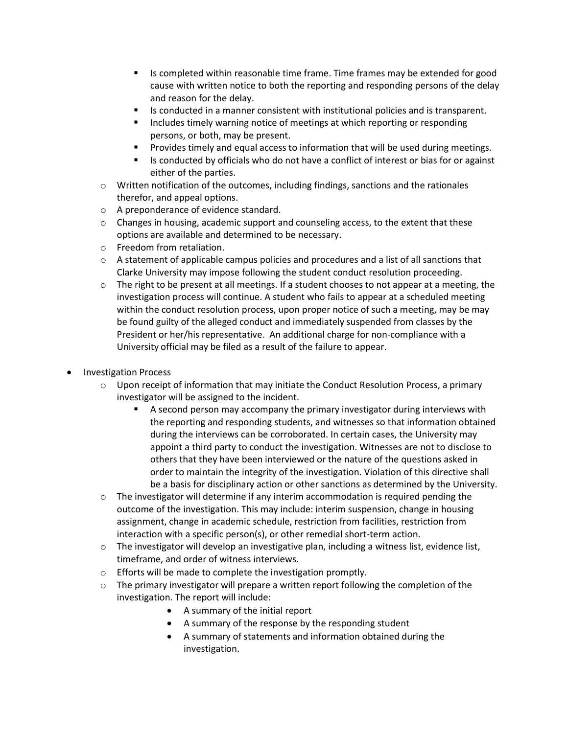- Is completed within reasonable time frame. Time frames may be extended for good cause with written notice to both the reporting and responding persons of the delay and reason for the delay.
        - Is conducted in a manner consistent with institutional policies and is transparent.
        - Includes timely warning notice of meetings at which reporting or responding persons, or both, may be present.
        - Provides timely and equal access to information that will be used during meetings.
        - Is conducted by officials who do not have a conflict of interest or bias for or against either of the parties.
    - Written notification of the outcomes, including findings, sanctions and the rationales therefor, and appeal options.
    - A preponderance of evidence standard.
    - Changes in housing, academic support and counseling access, to the extent that these options are available and determined to be necessary.
    - Freedom from retaliation.
    - A statement of applicable campus policies and procedures and a list of all sanctions that Clarke University may impose following the student conduct resolution proceeding.
    - The right to be present at all meetings. If a student chooses to not appear at a meeting, the investigation process will continue. A student who fails to appear at a scheduled meeting within the conduct resolution process, upon proper notice of such a meeting, may be may be found guilty of the alleged conduct and immediately suspended from classes by the President or her/his representative. An additional charge for non-compliance with a University official may be filed as a result of the failure to appear.

- Investigation Process
    - Upon receipt of information that may initiate the Conduct Resolution Process, a primary investigator will be assigned to the incident.
        - A second person may accompany the primary investigator during interviews with the reporting and responding students, and witnesses so that information obtained during the interviews can be corroborated. In certain cases, the University may appoint a third party to conduct the investigation. Witnesses are not to disclose to others that they have been interviewed or the nature of the questions asked in order to maintain the integrity of the investigation. Violation of this directive shall be a basis for disciplinary action or other sanctions as determined by the University.
    - The investigator will determine if any interim accommodation is required pending the outcome of the investigation. This may include: interim suspension, change in housing assignment, change in academic schedule, restriction from facilities, restriction from interaction with a specific person(s), or other remedial short-term action.
    - The investigator will develop an investigative plan, including a witness list, evidence list, timeframe, and order of witness interviews.
    - Efforts will be made to complete the investigation promptly.
    - The primary investigator will prepare a written report following the completion of the investigation. The report will include:
        - A summary of the initial report
        - A summary of the response by the responding student
        - A summary of statements and information obtained during the investigation.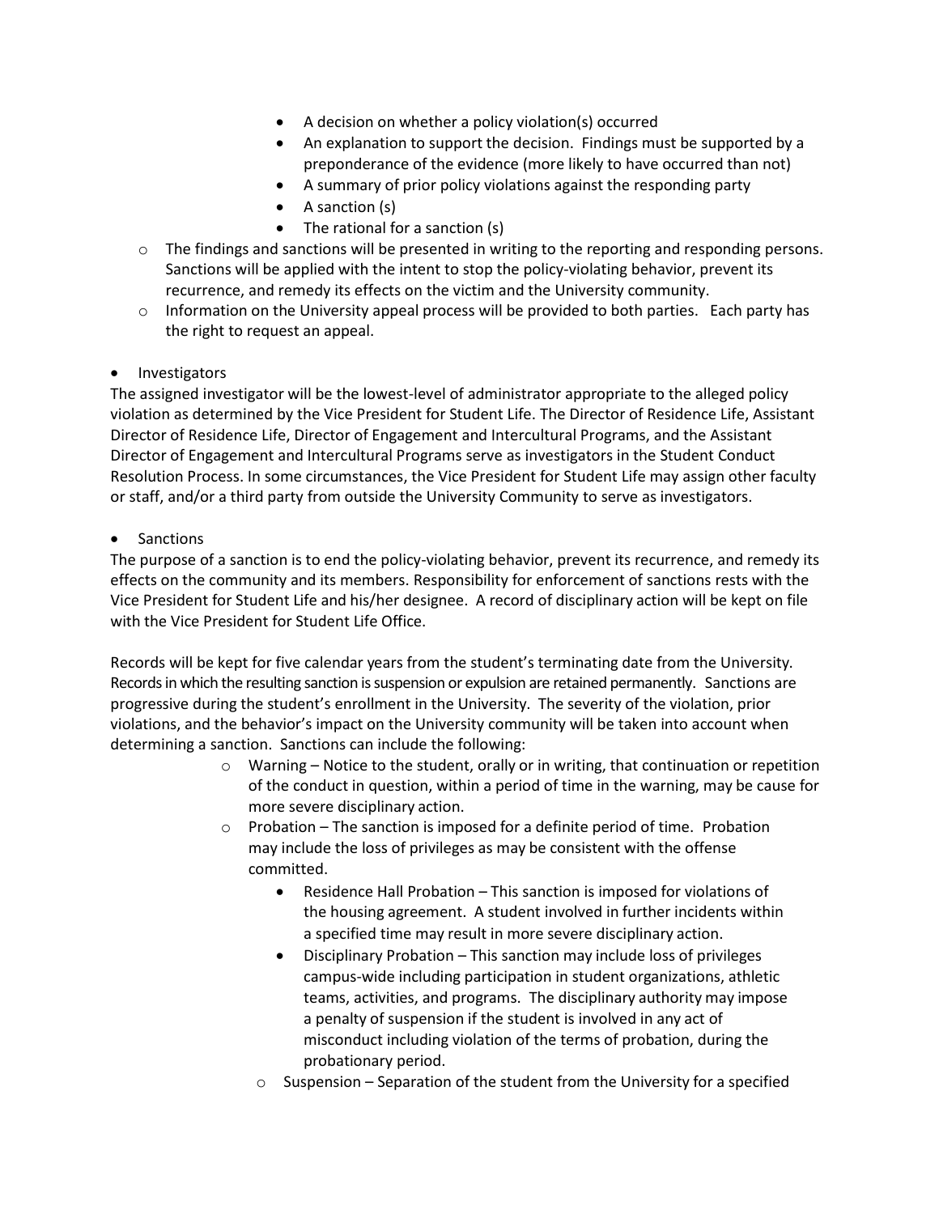- A decision on whether a policy violation(s) occurred
    - An explanation to support the decision. Findings must be supported by a preponderance of the evidence (more likely to have occurred than not)
    - A summary of prior policy violations against the responding party
    - A sanction (s)
    - The rational for a sanction (s)
  - The findings and sanctions will be presented in writing to the reporting and responding persons. Sanctions will be applied with the intent to stop the policy-violating behavior, prevent its recurrence, and remedy its effects on the victim and the University community.
  - Information on the University appeal process will be provided to both parties. Each party has the right to request an appeal.

- Investigators

The assigned investigator will be the lowest-level of administrator appropriate to the alleged policy violation as determined by the Vice President for Student Life. The Director of Residence Life, Assistant Director of Residence Life, Director of Engagement and Intercultural Programs, and the Assistant Director of Engagement and Intercultural Programs serve as investigators in the Student Conduct Resolution Process. In some circumstances, the Vice President for Student Life may assign other faculty or staff, and/or a third party from outside the University Community to serve as investigators.

- Sanctions

The purpose of a sanction is to end the policy-violating behavior, prevent its recurrence, and remedy its effects on the community and its members. Responsibility for enforcement of sanctions rests with the Vice President for Student Life and his/her designee. A record of disciplinary action will be kept on file with the Vice President for Student Life Office.

Records will be kept for five calendar years from the student's terminating date from the University. Records in which the resulting sanction is suspension or expulsion are retained permanently. Sanctions are progressive during the student's enrollment in the University. The severity of the violation, prior violations, and the behavior's impact on the University community will be taken into account when determining a sanction. Sanctions can include the following:

- Warning – Notice to the student, orally or in writing, that continuation or repetition of the conduct in question, within a period of time in the warning, may be cause for more severe disciplinary action.
- Probation – The sanction is imposed for a definite period of time. Probation may include the loss of privileges as may be consistent with the offense committed.
  - Residence Hall Probation – This sanction is imposed for violations of the housing agreement. A student involved in further incidents within a specified time may result in more severe disciplinary action.
  - Disciplinary Probation – This sanction may include loss of privileges campus-wide including participation in student organizations, athletic teams, activities, and programs. The disciplinary authority may impose a penalty of suspension if the student is involved in any act of misconduct including violation of the terms of probation, during the probationary period.
- Suspension – Separation of the student from the University for a specified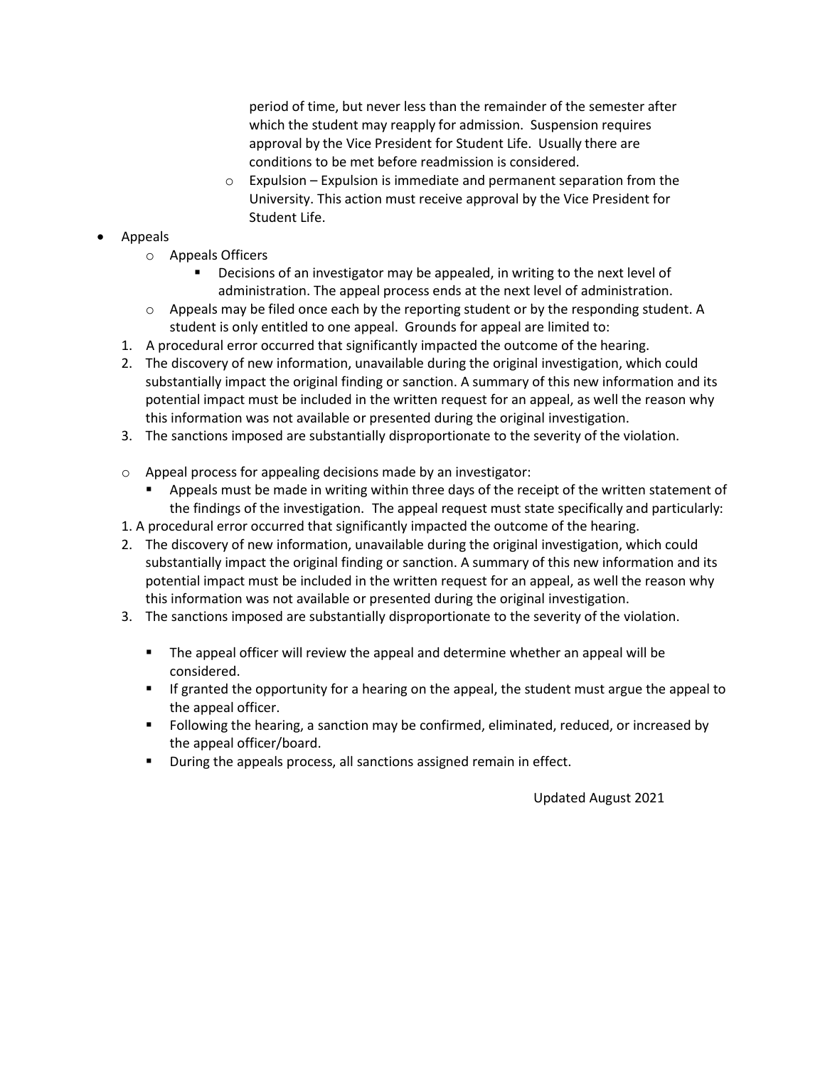period of time, but never less than the remainder of the semester after which the student may reapply for admission. Suspension requires approval by the Vice President for Student Life. Usually there are conditions to be met before readmission is considered.
    - Expulsion – Expulsion is immediate and permanent separation from the University. This action must receive approval by the Vice President for Student Life.

- Appeals
  - Appeals Officers
    - Decisions of an investigator may be appealed, in writing to the next level of administration. The appeal process ends at the next level of administration.
  - Appeals may be filed once each by the reporting student or by the responding student. A student is only entitled to one appeal. Grounds for appeal are limited to:

1. A procedural error occurred that significantly impacted the outcome of the hearing.
2. The discovery of new information, unavailable during the original investigation, which could substantially impact the original finding or sanction. A summary of this new information and its potential impact must be included in the written request for an appeal, as well the reason why this information was not available or presented during the original investigation.
3. The sanctions imposed are substantially disproportionate to the severity of the violation.

- Appeal process for appealing decisions made by an investigator:
  - Appeals must be made in writing within three days of the receipt of the written statement of the findings of the investigation. The appeal request must state specifically and particularly:

1. A procedural error occurred that significantly impacted the outcome of the hearing.
2. The discovery of new information, unavailable during the original investigation, which could substantially impact the original finding or sanction. A summary of this new information and its potential impact must be included in the written request for an appeal, as well the reason why this information was not available or presented during the original investigation.
3. The sanctions imposed are substantially disproportionate to the severity of the violation.

  - The appeal officer will review the appeal and determine whether an appeal will be considered.
  - If granted the opportunity for a hearing on the appeal, the student must argue the appeal to the appeal officer.
  - Following the hearing, a sanction may be confirmed, eliminated, reduced, or increased by the appeal officer/board.
  - During the appeals process, all sanctions assigned remain in effect.

Updated August 2021